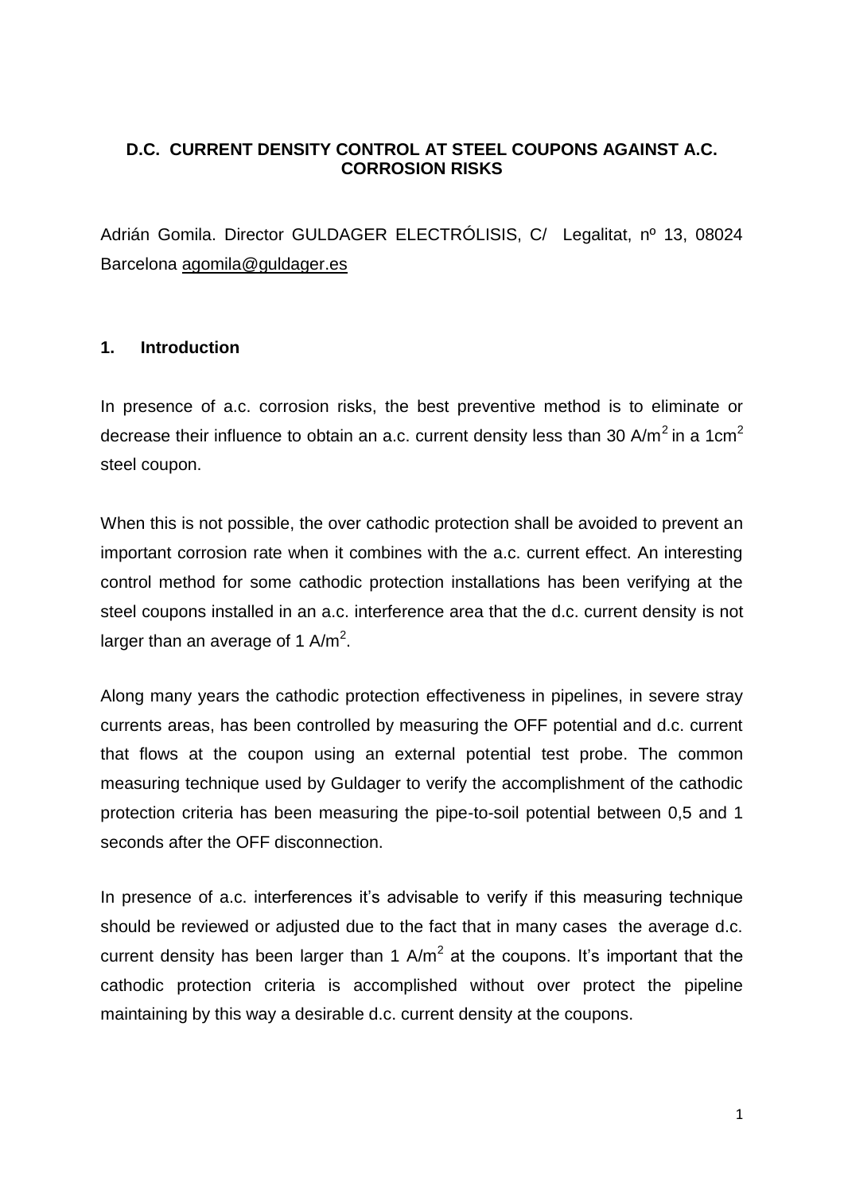# D.C. CURRENT DENSITY CONTROL AT STEEL COUPONS AGAINST A.C. CORROSION RISKS

Adrián Gomila. Director GULDAGER ELECTRÓLISIS, C/ Legalitat, nº 13, 08024 Barcelona agomila@guldager.es

## 1. Introduction

In presence of a.c. corrosion risks, the best preventive method is to eliminate or decrease their influence to obtain an a.c. current density less than 30 $A/m^2$ in a 1$cm^2$ steel coupon.

When this is not possible, the over cathodic protection shall be avoided to prevent an important corrosion rate when it combines with the a.c. current effect. An interesting control method for some cathodic protection installations has been verifying at the steel coupons installed in an a.c. interference area that the d.c. current density is not larger than an average of 1 $A/m^2$.

Along many years the cathodic protection effectiveness in pipelines, in severe stray currents areas, has been controlled by measuring the OFF potential and d.c. current that flows at the coupon using an external potential test probe. The common measuring technique used by Guldager to verify the accomplishment of the cathodic protection criteria has been measuring the pipe-to-soil potential between 0,5 and 1 seconds after the OFF disconnection.

In presence of a.c. interferences it's advisable to verify if this measuring technique should be reviewed or adjusted due to the fact that in many cases the average d.c. current density has been larger than 1 $A/m^2$ at the coupons. It's important that the cathodic protection criteria is accomplished without over protect the pipeline maintaining by this way a desirable d.c. current density at the coupons.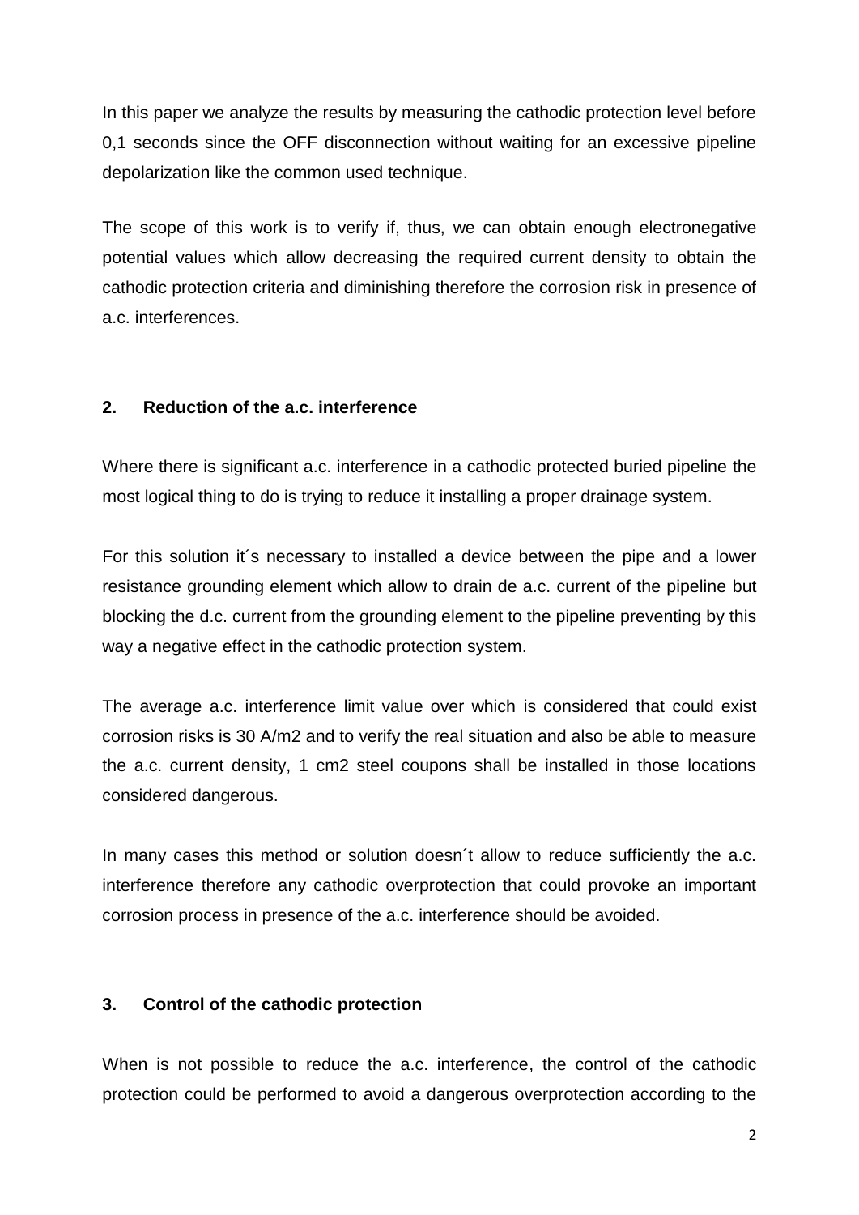In this paper we analyze the results by measuring the cathodic protection level before 0,1 seconds since the OFF disconnection without waiting for an excessive pipeline depolarization like the common used technique.

The scope of this work is to verify if, thus, we can obtain enough electronegative potential values which allow decreasing the required current density to obtain the cathodic protection criteria and diminishing therefore the corrosion risk in presence of a.c. interferences.

## 2. Reduction of the a.c. interference

Where there is significant a.c. interference in a cathodic protected buried pipeline the most logical thing to do is trying to reduce it installing a proper drainage system.

For this solution it´s necessary to installed a device between the pipe and a lower resistance grounding element which allow to drain de a.c. current of the pipeline but blocking the d.c. current from the grounding element to the pipeline preventing by this way a negative effect in the cathodic protection system.

The average a.c. interference limit value over which is considered that could exist corrosion risks is 30 A/m2 and to verify the real situation and also be able to measure the a.c. current density, 1 cm2 steel coupons shall be installed in those locations considered dangerous.

In many cases this method or solution doesn´t allow to reduce sufficiently the a.c. interference therefore any cathodic overprotection that could provoke an important corrosion process in presence of the a.c. interference should be avoided.

## 3. Control of the cathodic protection

When is not possible to reduce the a.c. interference, the control of the cathodic protection could be performed to avoid a dangerous overprotection according to the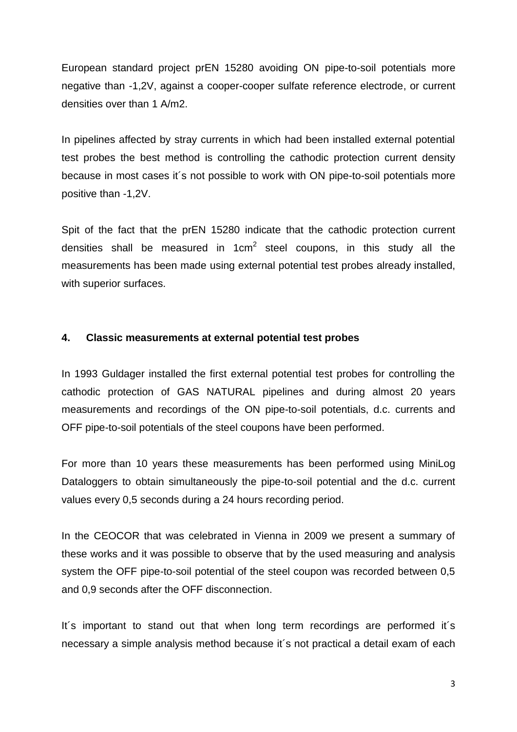European standard project prEN 15280 avoiding ON pipe-to-soil potentials more negative than -1,2V, against a cooper-cooper sulfate reference electrode, or current densities over than 1 A/m2.

In pipelines affected by stray currents in which had been installed external potential test probes the best method is controlling the cathodic protection current density because in most cases it´s not possible to work with ON pipe-to-soil potentials more positive than -1,2V.

Spit of the fact that the prEN 15280 indicate that the cathodic protection current densities shall be measured in $1cm^2$ steel coupons, in this study all the measurements has been made using external potential test probes already installed, with superior surfaces.

## 4. Classic measurements at external potential test probes

In 1993 Guldager installed the first external potential test probes for controlling the cathodic protection of GAS NATURAL pipelines and during almost 20 years measurements and recordings of the ON pipe-to-soil potentials, d.c. currents and OFF pipe-to-soil potentials of the steel coupons have been performed.

For more than 10 years these measurements has been performed using MiniLog Dataloggers to obtain simultaneously the pipe-to-soil potential and the d.c. current values every 0,5 seconds during a 24 hours recording period.

In the CEOCOR that was celebrated in Vienna in 2009 we present a summary of these works and it was possible to observe that by the used measuring and analysis system the OFF pipe-to-soil potential of the steel coupon was recorded between 0,5 and 0,9 seconds after the OFF disconnection.

It´s important to stand out that when long term recordings are performed it´s necessary a simple analysis method because it´s not practical a detail exam of each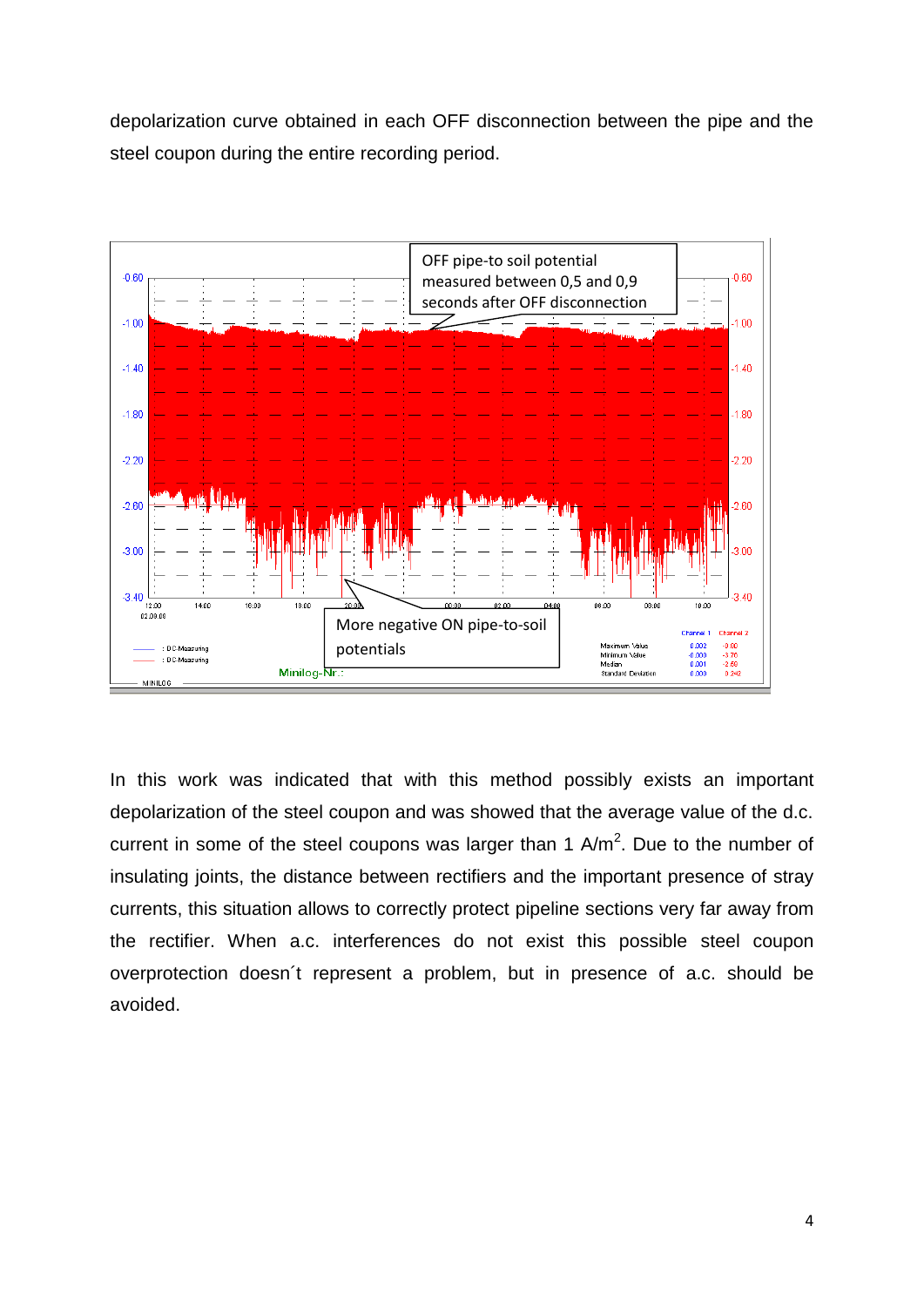depolarization curve obtained in each OFF disconnection between the pipe and the steel coupon during the entire recording period.

In this work was indicated that with this method possibly exists an important depolarization of the steel coupon and was showed that the average value of the d.c. current in some of the steel coupons was larger than 1 A/m$^2$. Due to the number of insulating joints, the distance between rectifiers and the important presence of stray currents, this situation allows to correctly protect pipeline sections very far away from the rectifier. When a.c. interferences do not exist this possible steel coupon overprotection doesn´t represent a problem, but in presence of a.c. should be avoided.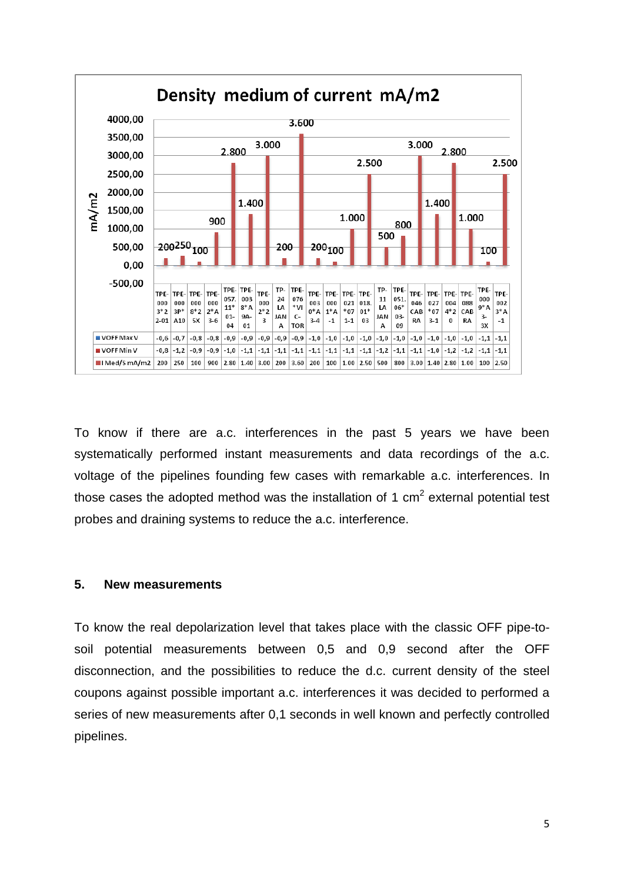**Density medium of current mA/m2**

| | TPE-0003*22-01 | TPE-0003P*A10 | TPE-0008*25X | TPE-0002*A3-6 | TPE-057.11*01-04 | TPE-0038*A9A-01 | TPE-0002*23 | TP-24 LA JANA | TPE-076*VIC-TOR | TPE-0030*A3-4 | TPE-0001*A-1 | TPE-021*071-1 | TPE-018.01*03 | TP-11 LA JANA | TPE-051.06*03-09 | TPE-046 CABRA | TPE-027*073-1 | TPE-0044*20 | TPE-088 CABRA | TPE-0009*A3-3X | TPE-0023*A-1 |
|---|---|---|---|---|---|---|---|---|---|---|---|---|---|---|---|---|---|---|---|---|---|
| VOFF Max V | -0,6 | -0,7 | -0,8 | -0,8 | -0,9 | -0,9 | -0,9 | -0,9 | -0,9 | -1,0 | -1,0 | -1,0 | -1,0 | -1,0 | -1,0 | -1,0 | -1,0 | -1,0 | -1,0 | -1,1 | -1,1 |
| VOFF Min V | -0,8 | -1,2 | -0,9 | -0,9 | -1,0 | -1,1 | -1,1 | -1,1 | -1,1 | -1,1 | -1,1 | -1,1 | -1,1 | -1,2 | -1,1 | -1,1 | -1,0 | -1,2 | -1,2 | -1,1 | -1,1 |
| I Med/S mA/m2 | 200 | 250 | 100 | 900 | 2.80 | 1.40 | 3.00 | 200 | 3.60 | 200 | 100 | 1.00 | 2.50 | 500 | 800 | 3.00 | 1.40 | 2.80 | 1.00 | 100 | 2.50 |

To know if there are a.c. interferences in the past 5 years we have been systematically performed instant measurements and data recordings of the a.c. voltage of the pipelines founding few cases with remarkable a.c. interferences. In those cases the adopted method was the installation of 1 $cm^2$ external potential test probes and draining systems to reduce the a.c. interference.

## 5. New measurements

To know the real depolarization level that takes place with the classic OFF pipe-to-soil potential measurements between 0,5 and 0,9 second after the OFF disconnection, and the possibilities to reduce the d.c. current density of the steel coupons against possible important a.c. interferences it was decided to performed a series of new measurements after 0,1 seconds in well known and perfectly controlled pipelines.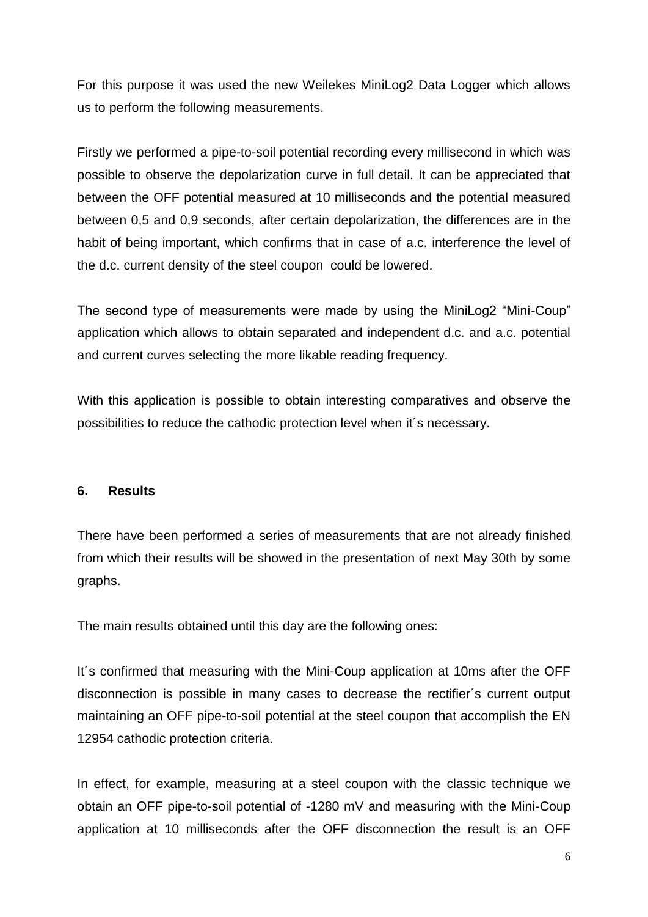For this purpose it was used the new Weilekes MiniLog2 Data Logger which allows us to perform the following measurements.

Firstly we performed a pipe-to-soil potential recording every millisecond in which was possible to observe the depolarization curve in full detail. It can be appreciated that between the OFF potential measured at 10 milliseconds and the potential measured between 0,5 and 0,9 seconds, after certain depolarization, the differences are in the habit of being important, which confirms that in case of a.c. interference the level of the d.c. current density of the steel coupon could be lowered.

The second type of measurements were made by using the MiniLog2 "Mini-Coup" application which allows to obtain separated and independent d.c. and a.c. potential and current curves selecting the more likable reading frequency.

With this application is possible to obtain interesting comparatives and observe the possibilities to reduce the cathodic protection level when it´s necessary.

## 6. Results

There have been performed a series of measurements that are not already finished from which their results will be showed in the presentation of next May 30th by some graphs.

The main results obtained until this day are the following ones:

It´s confirmed that measuring with the Mini-Coup application at 10ms after the OFF disconnection is possible in many cases to decrease the rectifier´s current output maintaining an OFF pipe-to-soil potential at the steel coupon that accomplish the EN 12954 cathodic protection criteria.

In effect, for example, measuring at a steel coupon with the classic technique we obtain an OFF pipe-to-soil potential of -1280 mV and measuring with the Mini-Coup application at 10 milliseconds after the OFF disconnection the result is an OFF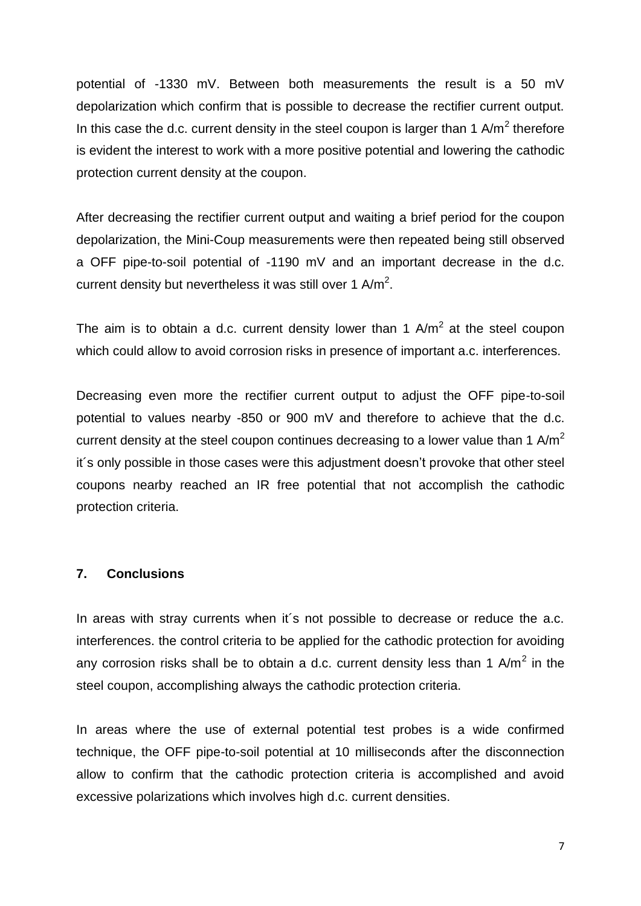potential of -1330 mV. Between both measurements the result is a 50 mV depolarization which confirm that is possible to decrease the rectifier current output. In this case the d.c. current density in the steel coupon is larger than 1 A/m$^2$ therefore is evident the interest to work with a more positive potential and lowering the cathodic protection current density at the coupon.

After decreasing the rectifier current output and waiting a brief period for the coupon depolarization, the Mini-Coup measurements were then repeated being still observed a OFF pipe-to-soil potential of -1190 mV and an important decrease in the d.c. current density but nevertheless it was still over 1 A/m$^2$.

The aim is to obtain a d.c. current density lower than 1 A/m$^2$ at the steel coupon which could allow to avoid corrosion risks in presence of important a.c. interferences.

Decreasing even more the rectifier current output to adjust the OFF pipe-to-soil potential to values nearby -850 or 900 mV and therefore to achieve that the d.c. current density at the steel coupon continues decreasing to a lower value than 1 A/m$^2$ it´s only possible in those cases were this adjustment doesn't provoke that other steel coupons nearby reached an IR free potential that not accomplish the cathodic protection criteria.

## 7. Conclusions

In areas with stray currents when it´s not possible to decrease or reduce the a.c. interferences. the control criteria to be applied for the cathodic protection for avoiding any corrosion risks shall be to obtain a d.c. current density less than 1 A/m$^2$ in the steel coupon, accomplishing always the cathodic protection criteria.

In areas where the use of external potential test probes is a wide confirmed technique, the OFF pipe-to-soil potential at 10 milliseconds after the disconnection allow to confirm that the cathodic protection criteria is accomplished and avoid excessive polarizations which involves high d.c. current densities.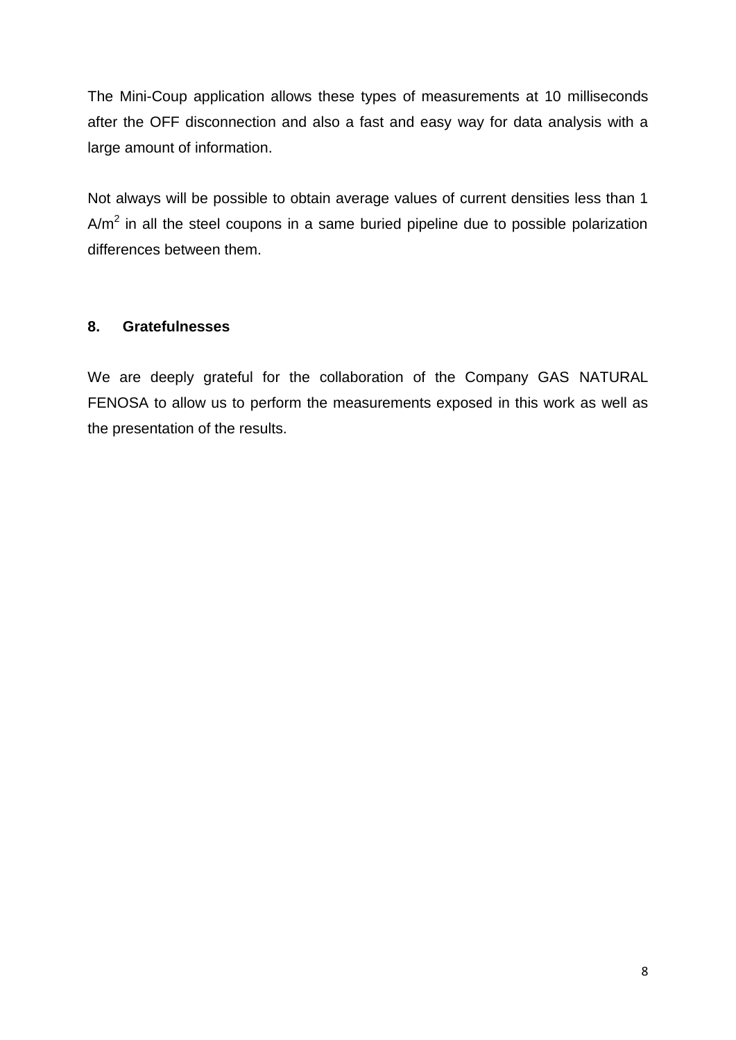The Mini-Coup application allows these types of measurements at 10 milliseconds after the OFF disconnection and also a fast and easy way for data analysis with a large amount of information.

Not always will be possible to obtain average values of current densities less than 1 $A/m^2$ in all the steel coupons in a same buried pipeline due to possible polarization differences between them.

## 8. Gratefulnesses

We are deeply grateful for the collaboration of the Company GAS NATURAL FENOSA to allow us to perform the measurements exposed in this work as well as the presentation of the results.